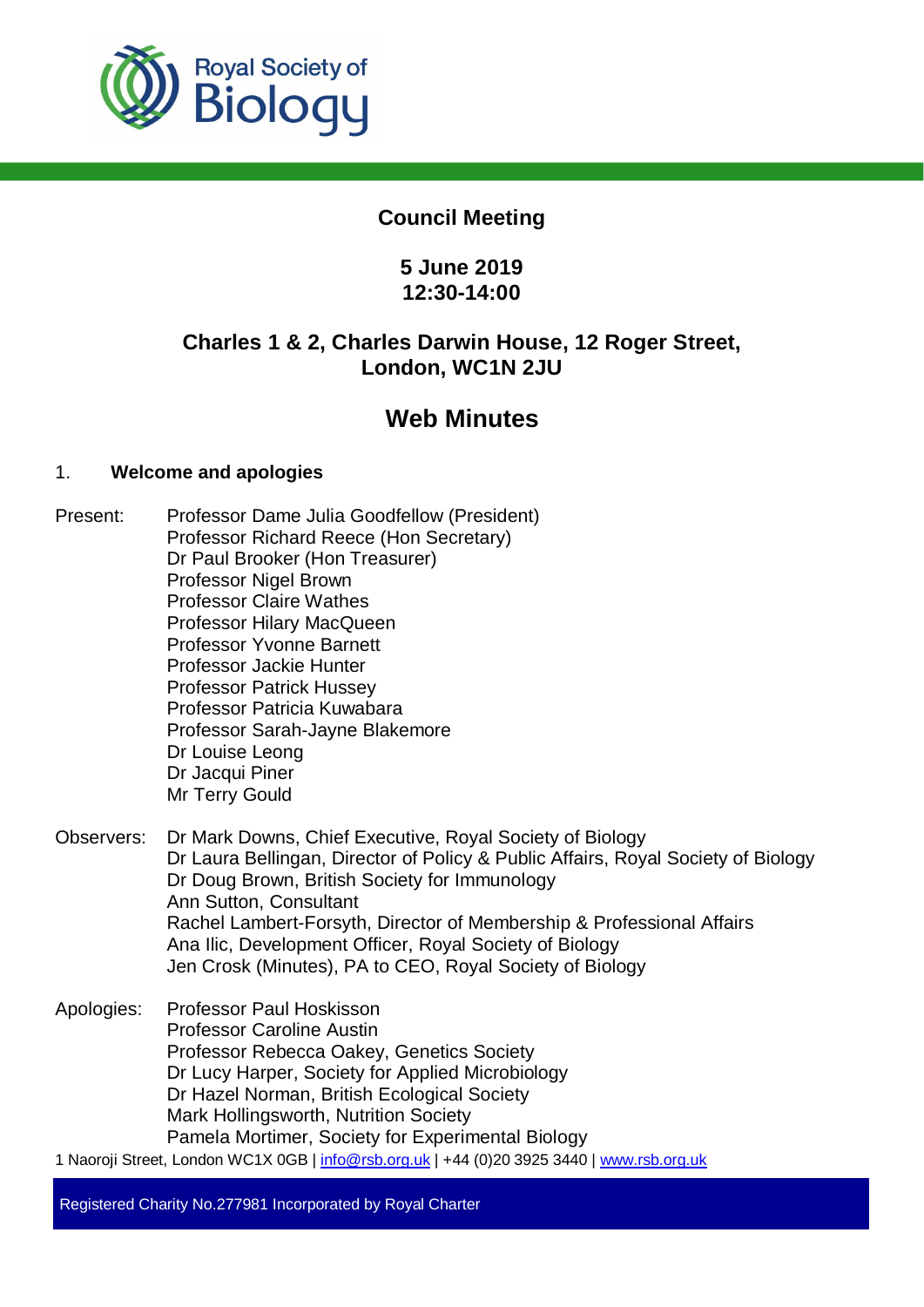# Council Meeting

## 5 June 2019
## 12:30-14:00

## Charles 1 & 2, Charles Darwin House, 12 Roger Street, London, WC1N 2JU

# Web Minutes

1. **Welcome and apologies**

Present:
Professor Dame Julia Goodfellow (President)
Professor Richard Reece (Hon Secretary)
Dr Paul Brooker (Hon Treasurer)
Professor Nigel Brown
Professor Claire Wathes
Professor Hilary MacQueen
Professor Yvonne Barnett
Professor Jackie Hunter
Professor Patrick Hussey
Professor Patricia Kuwabara
Professor Sarah-Jayne Blakemore
Dr Louise Leong
Dr Jacqui Piner
Mr Terry Gould

Observers:
Dr Mark Downs, Chief Executive, Royal Society of Biology
Dr Laura Bellingan, Director of Policy & Public Affairs, Royal Society of Biology
Dr Doug Brown, British Society for Immunology
Ann Sutton, Consultant
Rachel Lambert-Forsyth, Director of Membership & Professional Affairs
Ana Ilic, Development Officer, Royal Society of Biology
Jen Crosk (Minutes), PA to CEO, Royal Society of Biology

Apologies:
Professor Paul Hoskisson
Professor Caroline Austin
Professor Rebecca Oakey, Genetics Society
Dr Lucy Harper, Society for Applied Microbiology
Dr Hazel Norman, British Ecological Society
Mark Hollingsworth, Nutrition Society
Pamela Mortimer, Society for Experimental Biology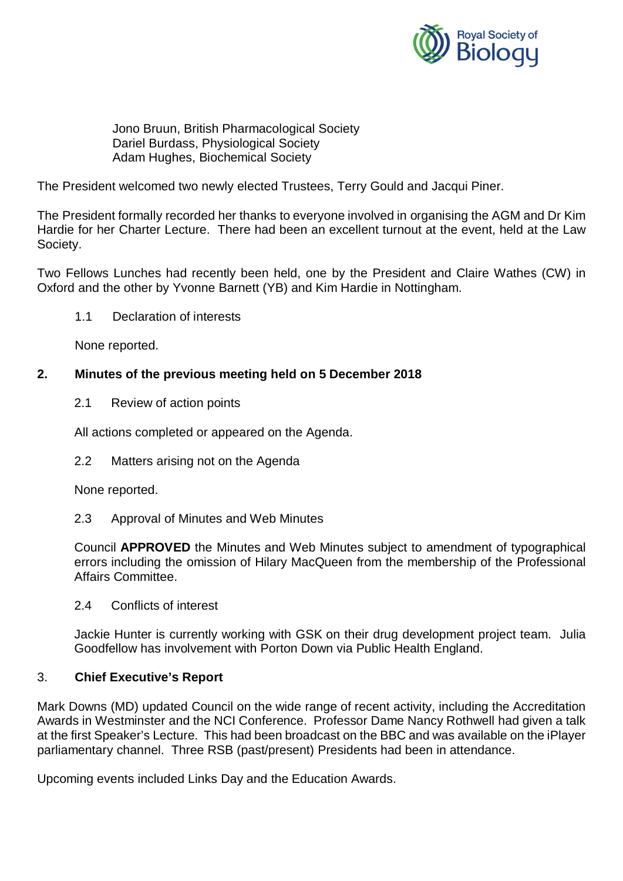Jono Bruun, British Pharmacological Society
Dariel Burdass, Physiological Society
Adam Hughes, Biochemical Society

The President welcomed two newly elected Trustees, Terry Gould and Jacqui Piner.

The President formally recorded her thanks to everyone involved in organising the AGM and Dr Kim Hardie for her Charter Lecture. There had been an excellent turnout at the event, held at the Law Society.

Two Fellows Lunches had recently been held, one by the President and Claire Wathes (CW) in Oxford and the other by Yvonne Barnett (YB) and Kim Hardie in Nottingham.

1.1 Declaration of interests

None reported.

## 2. Minutes of the previous meeting held on 5 December 2018

2.1 Review of action points

All actions completed or appeared on the Agenda.

2.2 Matters arising not on the Agenda

None reported.

2.3 Approval of Minutes and Web Minutes

Council **APPROVED** the Minutes and Web Minutes subject to amendment of typographical errors including the omission of Hilary MacQueen from the membership of the Professional Affairs Committee.

2.4 Conflicts of interest

Jackie Hunter is currently working with GSK on their drug development project team. Julia Goodfellow has involvement with Porton Down via Public Health England.

## 3. Chief Executive's Report

Mark Downs (MD) updated Council on the wide range of recent activity, including the Accreditation Awards in Westminster and the NCI Conference. Professor Dame Nancy Rothwell had given a talk at the first Speaker's Lecture. This had been broadcast on the BBC and was available on the iPlayer parliamentary channel. Three RSB (past/present) Presidents had been in attendance.

Upcoming events included Links Day and the Education Awards.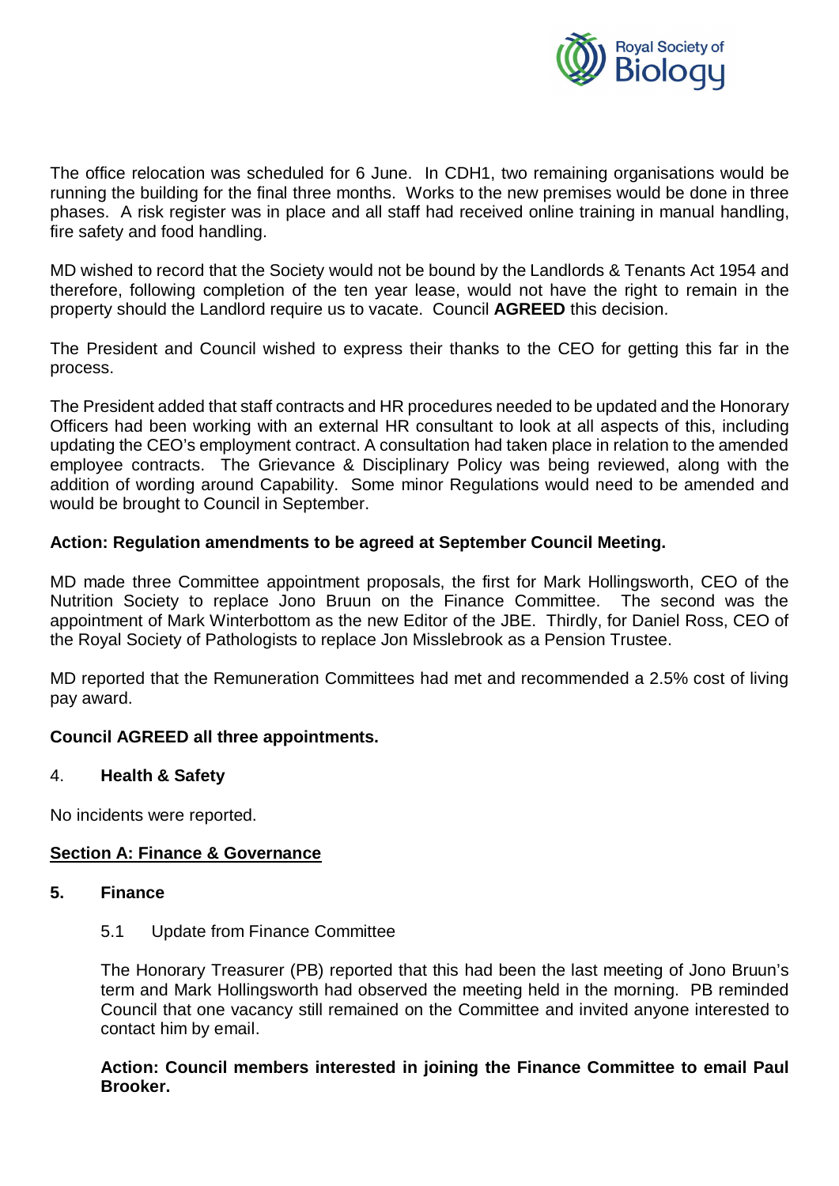The office relocation was scheduled for 6 June. In CDH1, two remaining organisations would be running the building for the final three months. Works to the new premises would be done in three phases. A risk register was in place and all staff had received online training in manual handling, fire safety and food handling.

MD wished to record that the Society would not be bound by the Landlords & Tenants Act 1954 and therefore, following completion of the ten year lease, would not have the right to remain in the property should the Landlord require us to vacate. Council **AGREED** this decision.

The President and Council wished to express their thanks to the CEO for getting this far in the process.

The President added that staff contracts and HR procedures needed to be updated and the Honorary Officers had been working with an external HR consultant to look at all aspects of this, including updating the CEO's employment contract. A consultation had taken place in relation to the amended employee contracts. The Grievance & Disciplinary Policy was being reviewed, along with the addition of wording around Capability. Some minor Regulations would need to be amended and would be brought to Council in September.

**Action: Regulation amendments to be agreed at September Council Meeting.**

MD made three Committee appointment proposals, the first for Mark Hollingsworth, CEO of the Nutrition Society to replace Jono Bruun on the Finance Committee. The second was the appointment of Mark Winterbottom as the new Editor of the JBE. Thirdly, for Daniel Ross, CEO of the Royal Society of Pathologists to replace Jon Misslebrook as a Pension Trustee.

MD reported that the Remuneration Committees had met and recommended a 2.5% cost of living pay award.

**Council AGREED all three appointments.**

4. **Health & Safety**

No incidents were reported.

## <u>Section A: Finance & Governance</u>

### 5. Finance

5.1 Update from Finance Committee

The Honorary Treasurer (PB) reported that this had been the last meeting of Jono Bruun's term and Mark Hollingsworth had observed the meeting held in the morning. PB reminded Council that one vacancy still remained on the Committee and invited anyone interested to contact him by email.

**Action: Council members interested in joining the Finance Committee to email Paul Brooker.**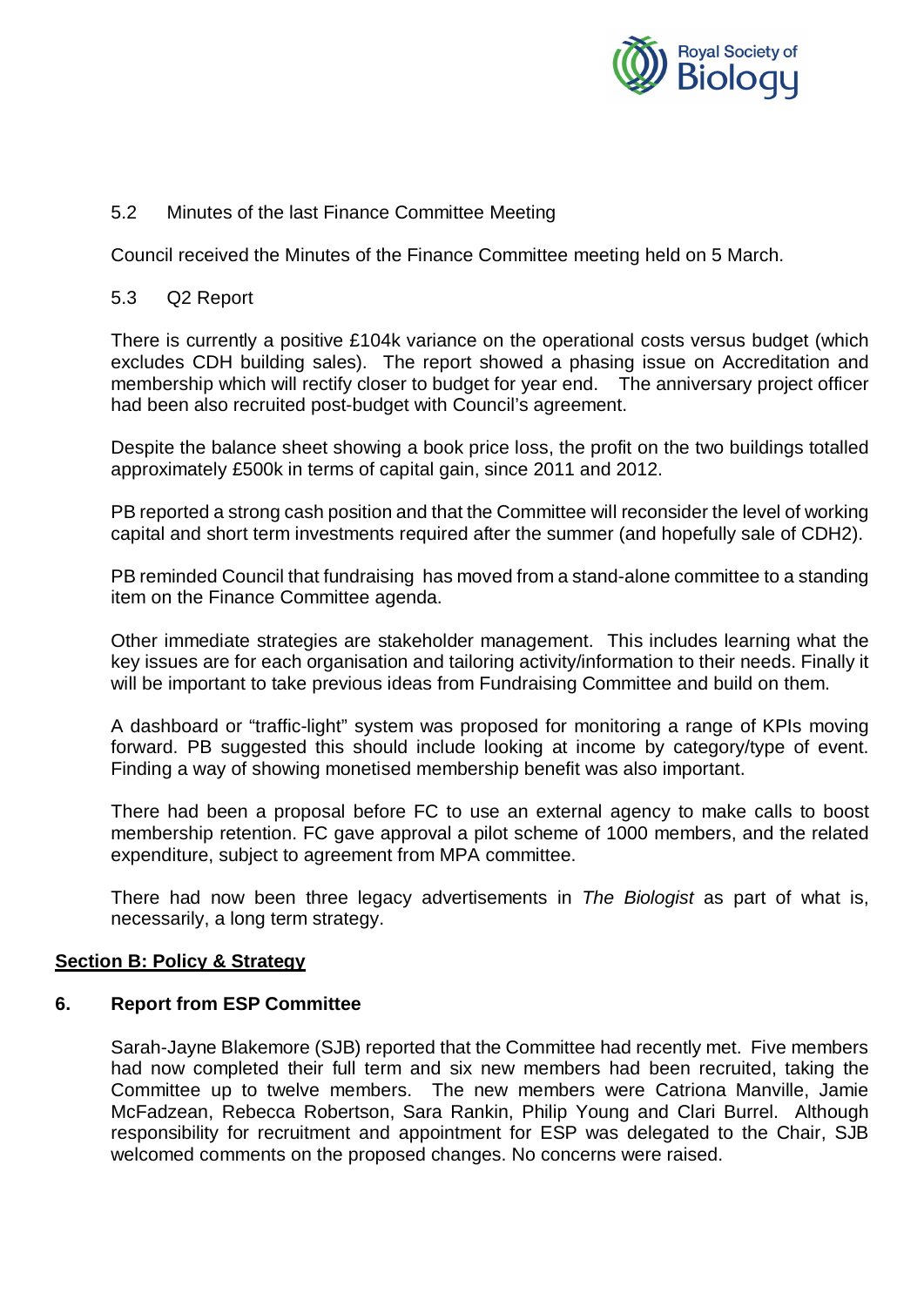### 5.2 Minutes of the last Finance Committee Meeting

Council received the Minutes of the Finance Committee meeting held on 5 March.

### 5.3 Q2 Report

There is currently a positive £104k variance on the operational costs versus budget (which excludes CDH building sales). The report showed a phasing issue on Accreditation and membership which will rectify closer to budget for year end. The anniversary project officer had been also recruited post-budget with Council's agreement.

Despite the balance sheet showing a book price loss, the profit on the two buildings totalled approximately £500k in terms of capital gain, since 2011 and 2012.

PB reported a strong cash position and that the Committee will reconsider the level of working capital and short term investments required after the summer (and hopefully sale of CDH2).

PB reminded Council that fundraising has moved from a stand-alone committee to a standing item on the Finance Committee agenda.

Other immediate strategies are stakeholder management. This includes learning what the key issues are for each organisation and tailoring activity/information to their needs. Finally it will be important to take previous ideas from Fundraising Committee and build on them.

A dashboard or "traffic-light" system was proposed for monitoring a range of KPIs moving forward. PB suggested this should include looking at income by category/type of event. Finding a way of showing monetised membership benefit was also important.

There had been a proposal before FC to use an external agency to make calls to boost membership retention. FC gave approval a pilot scheme of 1000 members, and the related expenditure, subject to agreement from MPA committee.

There had now been three legacy advertisements in *The Biologist* as part of what is, necessarily, a long term strategy.

## Section B: Policy & Strategy

### 6. Report from ESP Committee

Sarah-Jayne Blakemore (SJB) reported that the Committee had recently met. Five members had now completed their full term and six new members had been recruited, taking the Committee up to twelve members. The new members were Catriona Manville, Jamie McFadzean, Rebecca Robertson, Sara Rankin, Philip Young and Clari Burrel. Although responsibility for recruitment and appointment for ESP was delegated to the Chair, SJB welcomed comments on the proposed changes. No concerns were raised.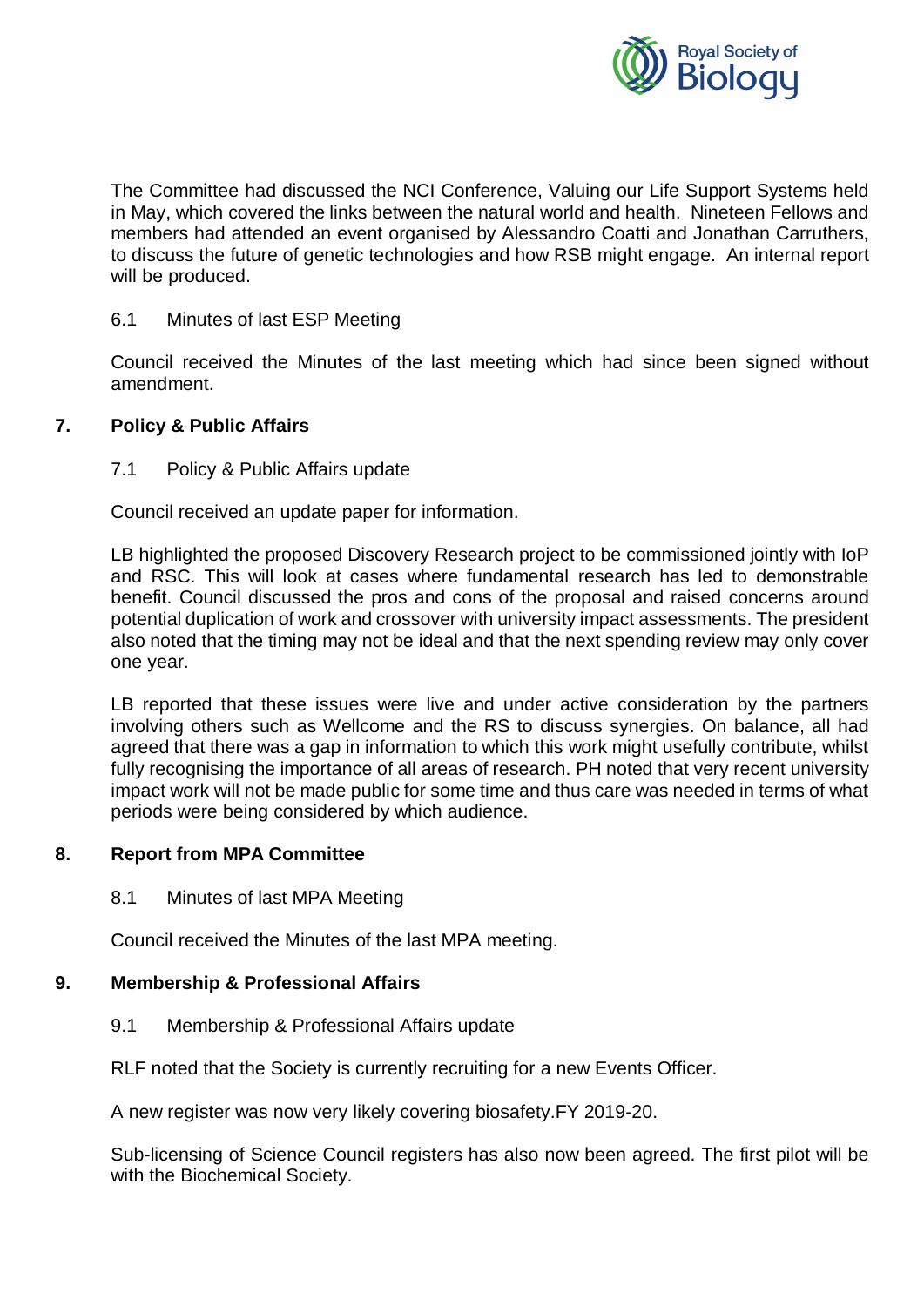The Committee had discussed the NCI Conference, Valuing our Life Support Systems held in May, which covered the links between the natural world and health. Nineteen Fellows and members had attended an event organised by Alessandro Coatti and Jonathan Carruthers, to discuss the future of genetic technologies and how RSB might engage. An internal report will be produced.

6.1 Minutes of last ESP Meeting

Council received the Minutes of the last meeting which had since been signed without amendment.

## 7. Policy & Public Affairs

7.1 Policy & Public Affairs update

Council received an update paper for information.

LB highlighted the proposed Discovery Research project to be commissioned jointly with IoP and RSC. This will look at cases where fundamental research has led to demonstrable benefit. Council discussed the pros and cons of the proposal and raised concerns around potential duplication of work and crossover with university impact assessments. The president also noted that the timing may not be ideal and that the next spending review may only cover one year.

LB reported that these issues were live and under active consideration by the partners involving others such as Wellcome and the RS to discuss synergies. On balance, all had agreed that there was a gap in information to which this work might usefully contribute, whilst fully recognising the importance of all areas of research. PH noted that very recent university impact work will not be made public for some time and thus care was needed in terms of what periods were being considered by which audience.

## 8. Report from MPA Committee

8.1 Minutes of last MPA Meeting

Council received the Minutes of the last MPA meeting.

## 9. Membership & Professional Affairs

9.1 Membership & Professional Affairs update

RLF noted that the Society is currently recruiting for a new Events Officer.

A new register was now very likely covering biosafety.FY 2019-20.

Sub-licensing of Science Council registers has also now been agreed. The first pilot will be with the Biochemical Society.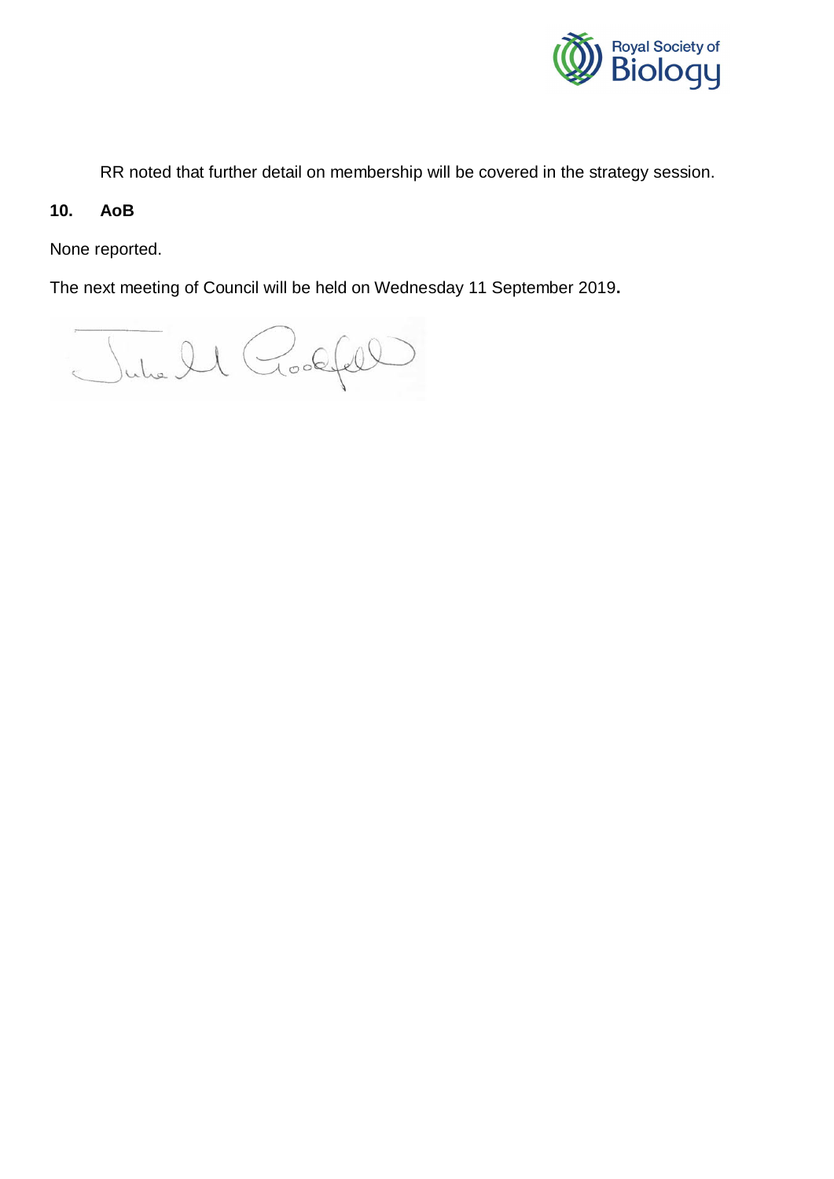RR noted that further detail on membership will be covered in the strategy session.

**10. AoB**

None reported.

The next meeting of Council will be held on Wednesday 11 September 2019**.**